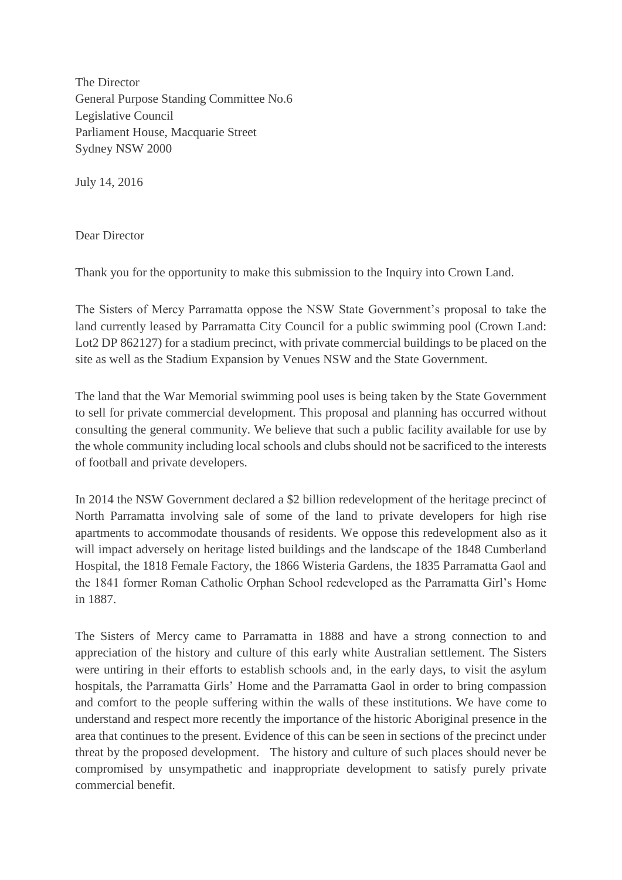The Director
General Purpose Standing Committee No.6
Legislative Council
Parliament House, Macquarie Street
Sydney NSW 2000

July 14, 2016

Dear Director

Thank you for the opportunity to make this submission to the Inquiry into Crown Land.

The Sisters of Mercy Parramatta oppose the NSW State Government's proposal to take the land currently leased by Parramatta City Council for a public swimming pool (Crown Land: Lot2 DP 862127) for a stadium precinct, with private commercial buildings to be placed on the site as well as the Stadium Expansion by Venues NSW and the State Government.

The land that the War Memorial swimming pool uses is being taken by the State Government to sell for private commercial development. This proposal and planning has occurred without consulting the general community. We believe that such a public facility available for use by the whole community including local schools and clubs should not be sacrificed to the interests of football and private developers.

In 2014 the NSW Government declared a $2 billion redevelopment of the heritage precinct of North Parramatta involving sale of some of the land to private developers for high rise apartments to accommodate thousands of residents. We oppose this redevelopment also as it will impact adversely on heritage listed buildings and the landscape of the 1848 Cumberland Hospital, the 1818 Female Factory, the 1866 Wisteria Gardens, the 1835 Parramatta Gaol and the 1841 former Roman Catholic Orphan School redeveloped as the Parramatta Girl's Home in 1887.

The Sisters of Mercy came to Parramatta in 1888 and have a strong connection to and appreciation of the history and culture of this early white Australian settlement. The Sisters were untiring in their efforts to establish schools and, in the early days, to visit the asylum hospitals, the Parramatta Girls' Home and the Parramatta Gaol in order to bring compassion and comfort to the people suffering within the walls of these institutions. We have come to understand and respect more recently the importance of the historic Aboriginal presence in the area that continues to the present. Evidence of this can be seen in sections of the precinct under threat by the proposed development. The history and culture of such places should never be compromised by unsympathetic and inappropriate development to satisfy purely private commercial benefit.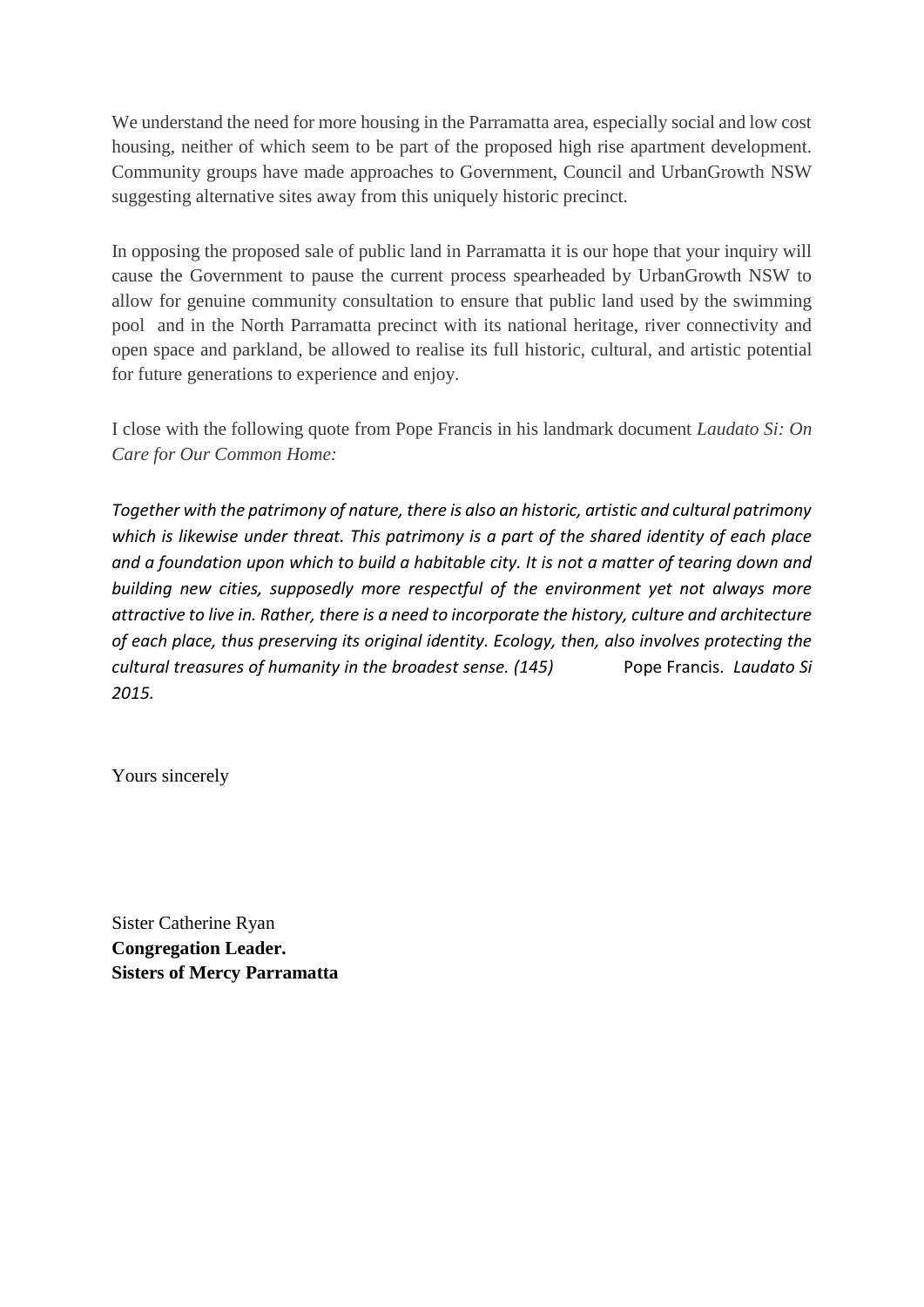We understand the need for more housing in the Parramatta area, especially social and low cost housing, neither of which seem to be part of the proposed high rise apartment development. Community groups have made approaches to Government, Council and UrbanGrowth NSW suggesting alternative sites away from this uniquely historic precinct.

In opposing the proposed sale of public land in Parramatta it is our hope that your inquiry will cause the Government to pause the current process spearheaded by UrbanGrowth NSW to allow for genuine community consultation to ensure that public land used by the swimming pool and in the North Parramatta precinct with its national heritage, river connectivity and open space and parkland, be allowed to realise its full historic, cultural, and artistic potential for future generations to experience and enjoy.

I close with the following quote from Pope Francis in his landmark document *Laudato Si: On Care for Our Common Home:*

*Together with the patrimony of nature, there is also an historic, artistic and cultural patrimony which is likewise under threat. This patrimony is a part of the shared identity of each place and a foundation upon which to build a habitable city. It is not a matter of tearing down and building new cities, supposedly more respectful of the environment yet not always more attractive to live in. Rather, there is a need to incorporate the history, culture and architecture of each place, thus preserving its original identity. Ecology, then, also involves protecting the cultural treasures of humanity in the broadest sense. (145)* Pope Francis. *Laudato Si 2015.*

Yours sincerely

Sister Catherine Ryan
**Congregation Leader.**
**Sisters of Mercy Parramatta**